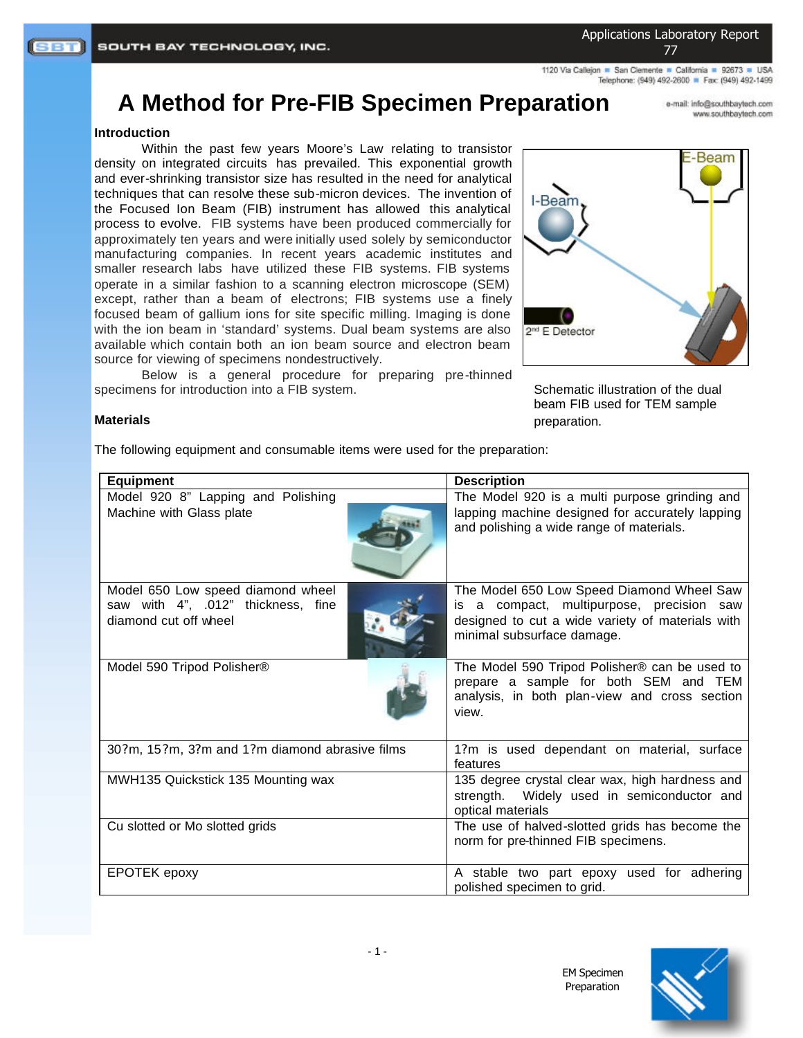# A Method for Pre-FIB Specimen Preparation

## Introduction

Within the past few years Moore's Law relating to transistor density on integrated circuits has prevailed. This exponential growth and ever-shrinking transistor size has resulted in the need for analytical techniques that can resolve these sub-micron devices. The invention of the Focused Ion Beam (FIB) instrument has allowed this analytical process to evolve. FIB systems have been produced commercially for approximately ten years and were initially used solely by semiconductor manufacturing companies. In recent years academic institutes and smaller research labs have utilized these FIB systems. FIB systems operate in a similar fashion to a scanning electron microscope (SEM) except, rather than a beam of electrons; FIB systems use a finely focused beam of gallium ions for site specific milling. Imaging is done with the ion beam in 'standard' systems. Dual beam systems are also available which contain both an ion beam source and electron beam source for viewing of specimens nondestructively.

Below is a general procedure for preparing pre-thinned specimens for introduction into a FIB system.

Schematic illustration of the dual beam FIB used for TEM sample preparation.

## Materials

The following equipment and consumable items were used for the preparation:

| Equipment | Description |
| --- | --- |
| Model 920 8" Lapping and Polishing Machine with Glass plate | The Model 920 is a multi purpose grinding and lapping machine designed for accurately lapping and polishing a wide range of materials. |
| Model 650 Low speed diamond wheel saw with 4", .012" thickness, fine diamond cut off wheel | The Model 650 Low Speed Diamond Wheel Saw is a compact, multipurpose, precision saw designed to cut a wide variety of materials with minimal subsurface damage. |
| Model 590 Tripod Polisher® | The Model 590 Tripod Polisher® can be used to prepare a sample for both SEM and TEM analysis, in both plan-view and cross section view. |
| 30?m, 15?m, 3?m and 1?m diamond abrasive films | 1?m is used dependant on material, surface features |
| MWH135 Quickstick 135 Mounting wax | 135 degree crystal clear wax, high hardness and strength. Widely used in semiconductor and optical materials |
| Cu slotted or Mo slotted grids | The use of halved-slotted grids has become the norm for pre-thinned FIB specimens. |
| EPOTEK epoxy | A stable two part epoxy used for adhering polished specimen to grid. |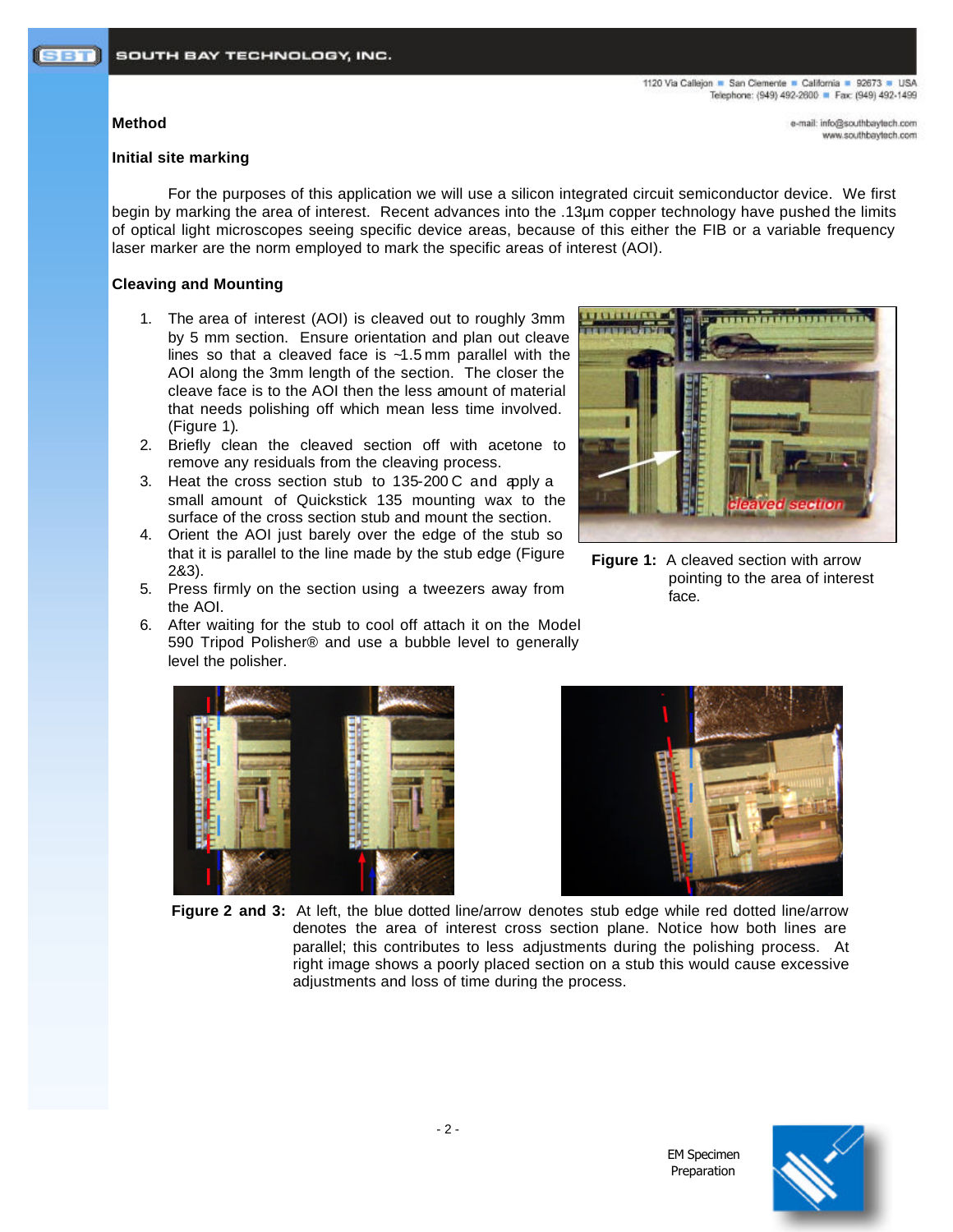## Method

### Initial site marking

For the purposes of this application we will use a silicon integrated circuit semiconductor device. We first begin by marking the area of interest. Recent advances into the .13µm copper technology have pushed the limits of optical light microscopes seeing specific device areas, because of this either the FIB or a variable frequency laser marker are the norm employed to mark the specific areas of interest (AOI).

### Cleaving and Mounting

1. The area of interest (AOI) is cleaved out to roughly 3mm by 5 mm section. Ensure orientation and plan out cleave lines so that a cleaved face is ~1.5 mm parallel with the AOI along the 3mm length of the section. The closer the cleave face is to the AOI then the less amount of material that needs polishing off which mean less time involved. (Figure 1).
2. Briefly clean the cleaved section off with acetone to remove any residuals from the cleaving process.
3. Heat the cross section stub to 135-200 C and apply a small amount of Quickstick 135 mounting wax to the surface of the cross section stub and mount the section.
4. Orient the AOI just barely over the edge of the stub so that it is parallel to the line made by the stub edge (Figure 2&3).
5. Press firmly on the section using a tweezers away from the AOI.
6. After waiting for the stub to cool off attach it on the Model 590 Tripod Polisher® and use a bubble level to generally level the polisher.

**Figure 1:** A cleaved section with arrow pointing to the area of interest face.

**Figure 2 and 3:** At left, the blue dotted line/arrow denotes stub edge while red dotted line/arrow denotes the area of interest cross section plane. Notice how both lines are parallel; this contributes to less adjustments during the polishing process. At right image shows a poorly placed section on a stub this would cause excessive adjustments and loss of time during the process.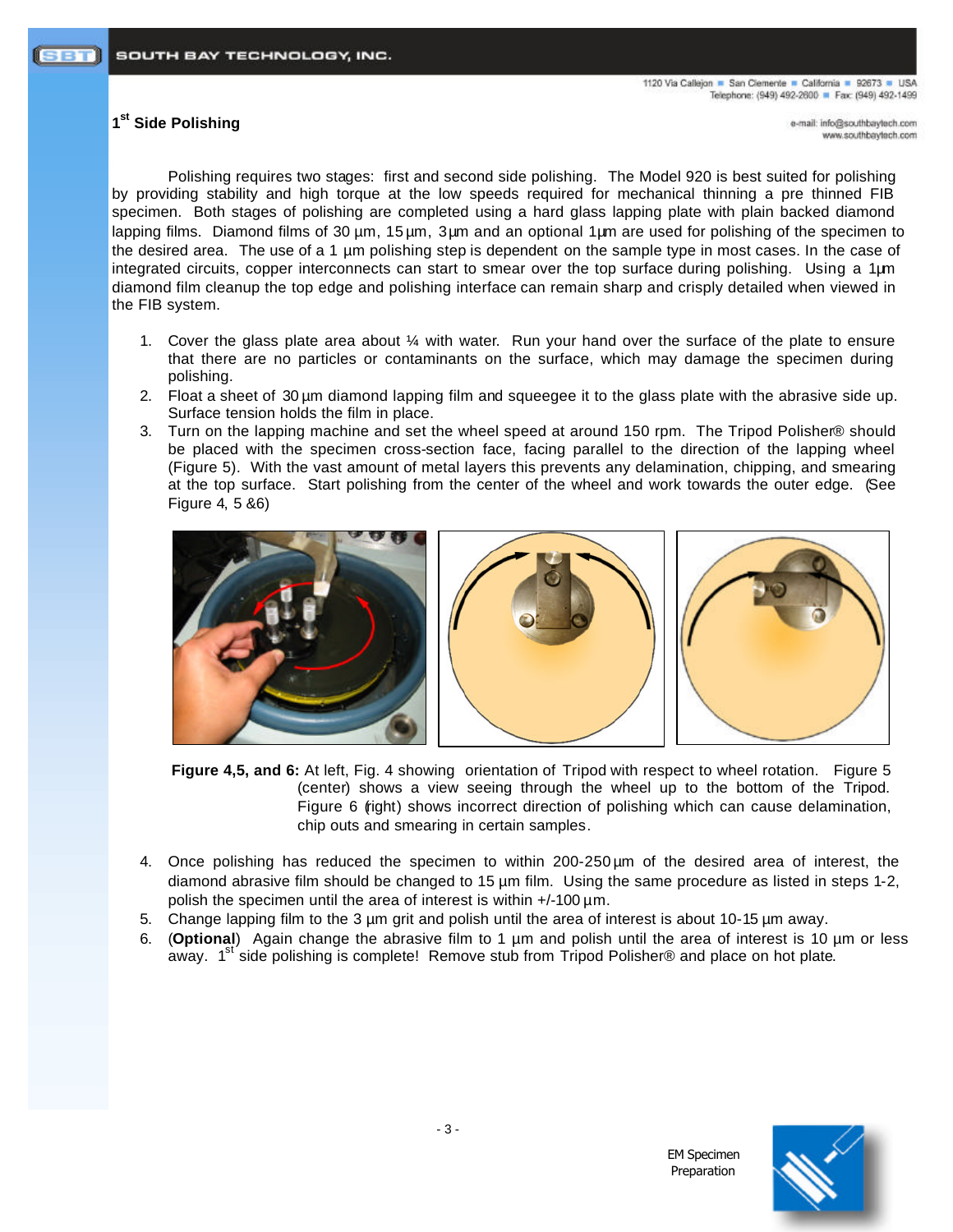## 1st Side Polishing

Polishing requires two stages: first and second side polishing. The Model 920 is best suited for polishing by providing stability and high torque at the low speeds required for mechanical thinning a pre thinned FIB specimen. Both stages of polishing are completed using a hard glass lapping plate with plain backed diamond lapping films. Diamond films of 30 µm, 15 µm, 3 µm and an optional 1 µm are used for polishing of the specimen to the desired area. The use of a 1 µm polishing step is dependent on the sample type in most cases. In the case of integrated circuits, copper interconnects can start to smear over the top surface during polishing. Using a 1 µm diamond film cleanup the top edge and polishing interface can remain sharp and crisply detailed when viewed in the FIB system.

1. Cover the glass plate area about ¼ with water. Run your hand over the surface of the plate to ensure that there are no particles or contaminants on the surface, which may damage the specimen during polishing.
2. Float a sheet of 30 µm diamond lapping film and squeegee it to the glass plate with the abrasive side up. Surface tension holds the film in place.
3. Turn on the lapping machine and set the wheel speed at around 150 rpm. The Tripod Polisher® should be placed with the specimen cross-section face, facing parallel to the direction of the lapping wheel (Figure 5). With the vast amount of metal layers this prevents any delamination, chipping, and smearing at the top surface. Start polishing from the center of the wheel and work towards the outer edge. (See Figure 4, 5 &6)

**Figure 4,5, and 6:** At left, Fig. 4 showing orientation of Tripod with respect to wheel rotation. Figure 5 (center) shows a view seeing through the wheel up to the bottom of the Tripod. Figure 6 (right) shows incorrect direction of polishing which can cause delamination, chip outs and smearing in certain samples.

4. Once polishing has reduced the specimen to within 200-250 µm of the desired area of interest, the diamond abrasive film should be changed to 15 µm film. Using the same procedure as listed in steps 1-2, polish the specimen until the area of interest is within +/-100 µm.
5. Change lapping film to the 3 µm grit and polish until the area of interest is about 10-15 µm away.
6. (**Optional**) Again change the abrasive film to 1 µm and polish until the area of interest is 10 µm or less away. 1st side polishing is complete! Remove stub from Tripod Polisher® and place on hot plate.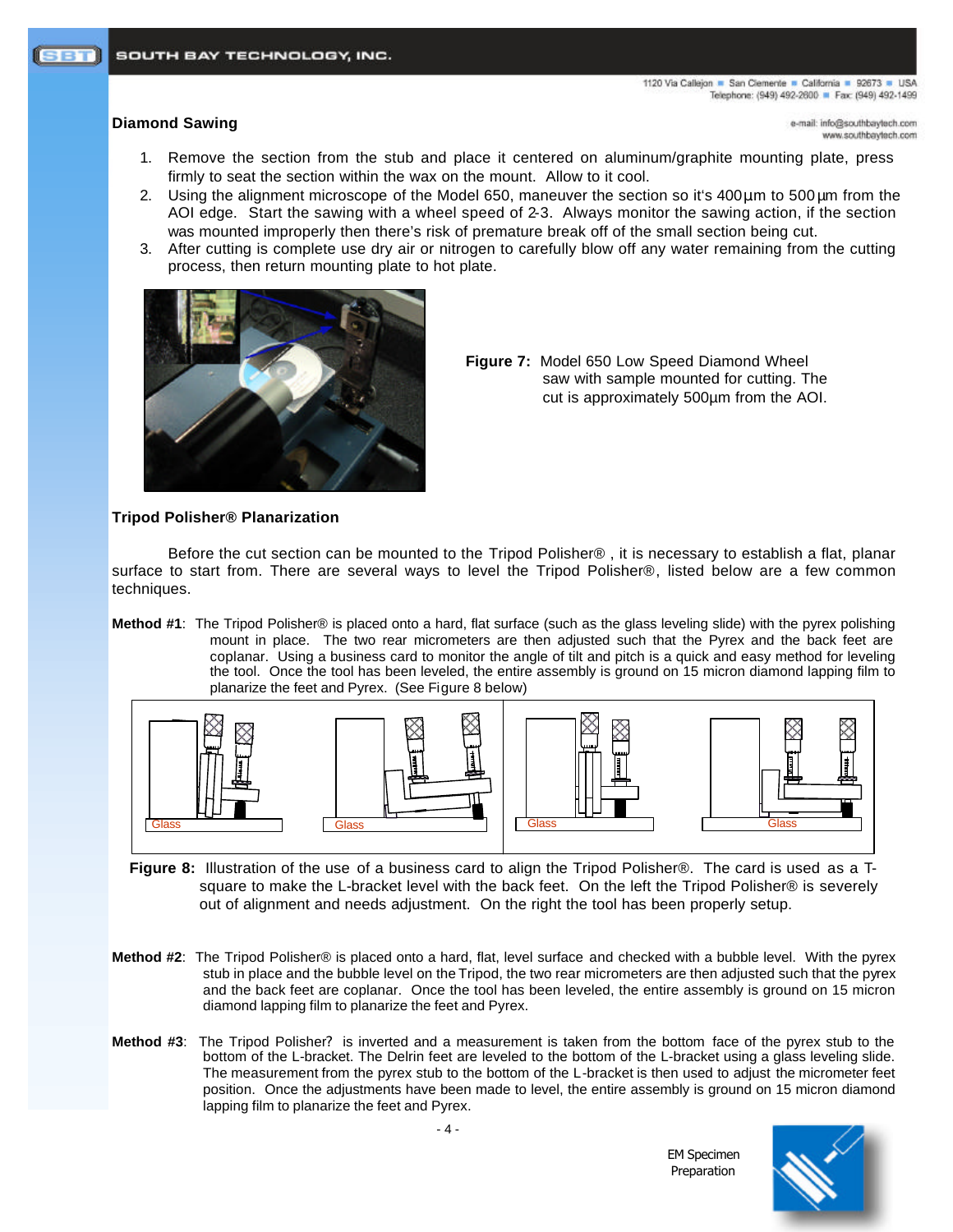## Diamond Sawing

1. Remove the section from the stub and place it centered on aluminum/graphite mounting plate, press firmly to seat the section within the wax on the mount. Allow to it cool.
2. Using the alignment microscope of the Model 650, maneuver the section so it's 400µm to 500µm from the AOI edge. Start the sawing with a wheel speed of 2-3. Always monitor the sawing action, if the section was mounted improperly then there's risk of premature break off of the small section being cut.
3. After cutting is complete use dry air or nitrogen to carefully blow off any water remaining from the cutting process, then return mounting plate to hot plate.

**Figure 7:** Model 650 Low Speed Diamond Wheel saw with sample mounted for cutting. The cut is approximately 500µm from the AOI.

## Tripod Polisher® Planarization

Before the cut section can be mounted to the Tripod Polisher® , it is necessary to establish a flat, planar surface to start from. There are several ways to level the Tripod Polisher®, listed below are a few common techniques.

**Method #1**: The Tripod Polisher® is placed onto a hard, flat surface (such as the glass leveling slide) with the pyrex polishing mount in place. The two rear micrometers are then adjusted such that the Pyrex and the back feet are coplanar. Using a business card to monitor the angle of tilt and pitch is a quick and easy method for leveling the tool. Once the tool has been leveled, the entire assembly is ground on 15 micron diamond lapping film to planarize the feet and Pyrex. (See Figure 8 below)

Glass Glass Glass Glass

**Figure 8:** Illustration of the use of a business card to align the Tripod Polisher®. The card is used as a T-square to make the L-bracket level with the back feet. On the left the Tripod Polisher® is severely out of alignment and needs adjustment. On the right the tool has been properly setup.

**Method #2**: The Tripod Polisher® is placed onto a hard, flat, level surface and checked with a bubble level. With the pyrex stub in place and the bubble level on the Tripod, the two rear micrometers are then adjusted such that the pyrex and the back feet are coplanar. Once the tool has been leveled, the entire assembly is ground on 15 micron diamond lapping film to planarize the feet and Pyrex.

**Method #3**: The Tripod Polisher? is inverted and a measurement is taken from the bottom face of the pyrex stub to the bottom of the L-bracket. The Delrin feet are leveled to the bottom of the L-bracket using a glass leveling slide. The measurement from the pyrex stub to the bottom of the L-bracket is then used to adjust the micrometer feet position. Once the adjustments have been made to level, the entire assembly is ground on 15 micron diamond lapping film to planarize the feet and Pyrex.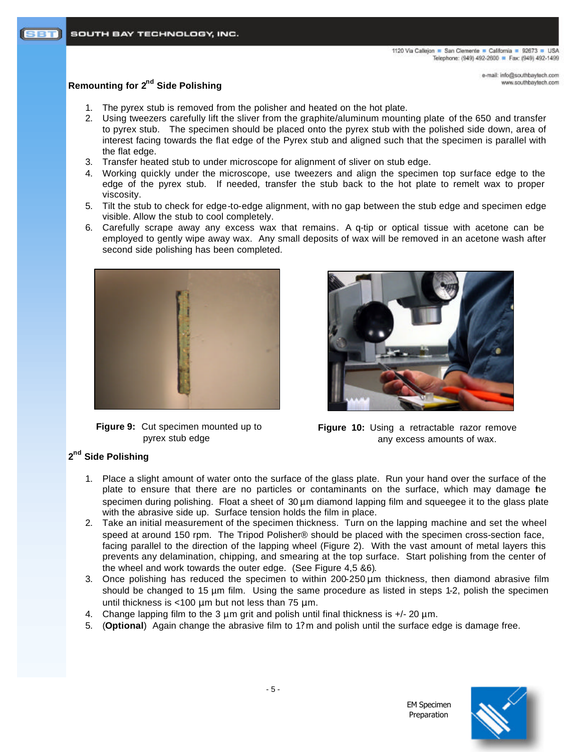## Remounting for 2nd Side Polishing

1. The pyrex stub is removed from the polisher and heated on the hot plate.
2. Using tweezers carefully lift the sliver from the graphite/aluminum mounting plate of the 650 and transfer to pyrex stub. The specimen should be placed onto the pyrex stub with the polished side down, area of interest facing towards the flat edge of the Pyrex stub and aligned such that the specimen is parallel with the flat edge.
3. Transfer heated stub to under microscope for alignment of sliver on stub edge.
4. Working quickly under the microscope, use tweezers and align the specimen top surface edge to the edge of the pyrex stub. If needed, transfer the stub back to the hot plate to remelt wax to proper viscosity.
5. Tilt the stub to check for edge-to-edge alignment, with no gap between the stub edge and specimen edge visible. Allow the stub to cool completely.
6. Carefully scrape away any excess wax that remains. A q-tip or optical tissue with acetone can be employed to gently wipe away wax. Any small deposits of wax will be removed in an acetone wash after second side polishing has been completed.

**Figure 9:** Cut specimen mounted up to pyrex stub edge

**Figure 10:** Using a retractable razor remove any excess amounts of wax.

## 2nd Side Polishing

1. Place a slight amount of water onto the surface of the glass plate. Run your hand over the surface of the plate to ensure that there are no particles or contaminants on the surface, which may damage the specimen during polishing. Float a sheet of 30 µm diamond lapping film and squeegee it to the glass plate with the abrasive side up. Surface tension holds the film in place.
2. Take an initial measurement of the specimen thickness. Turn on the lapping machine and set the wheel speed at around 150 rpm. The Tripod Polisher® should be placed with the specimen cross-section face, facing parallel to the direction of the lapping wheel (Figure 2). With the vast amount of metal layers this prevents any delamination, chipping, and smearing at the top surface. Start polishing from the center of the wheel and work towards the outer edge. (See Figure 4,5 &6).
3. Once polishing has reduced the specimen to within 200-250 µm thickness, then diamond abrasive film should be changed to 15 µm film. Using the same procedure as listed in steps 1-2, polish the specimen until thickness is <100 µm but not less than 75 µm.
4. Change lapping film to the 3 µm grit and polish until final thickness is +/- 20 µm.
5. (**Optional**) Again change the abrasive film to 1?m and polish until the surface edge is damage free.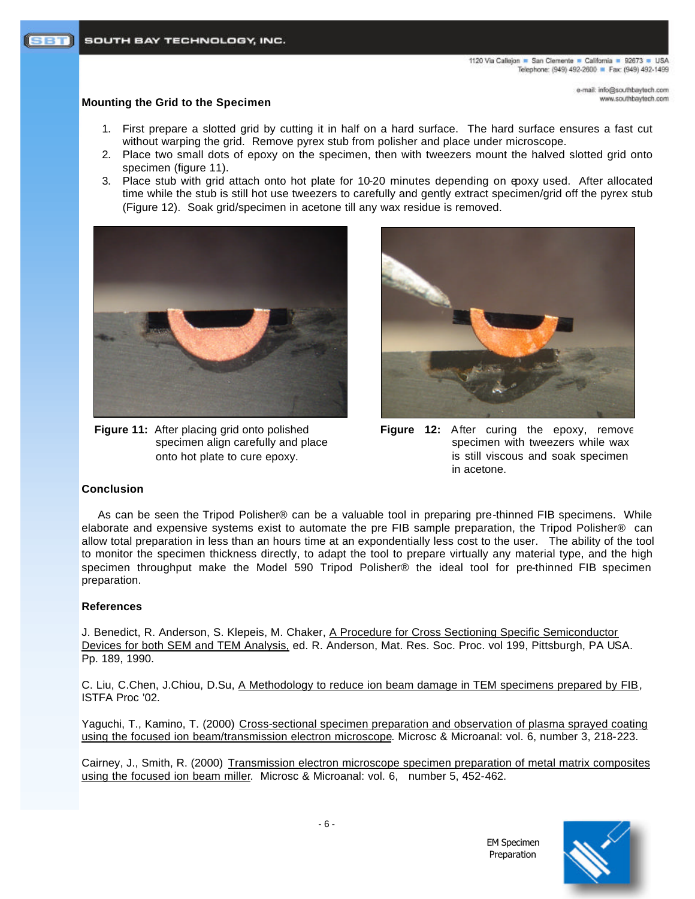## Mounting the Grid to the Specimen

1. First prepare a slotted grid by cutting it in half on a hard surface. The hard surface ensures a fast cut without warping the grid. Remove pyrex stub from polisher and place under microscope.
2. Place two small dots of epoxy on the specimen, then with tweezers mount the halved slotted grid onto specimen (figure 11).
3. Place stub with grid attach onto hot plate for 10-20 minutes depending on epoxy used. After allocated time while the stub is still hot use tweezers to carefully and gently extract specimen/grid off the pyrex stub (Figure 12). Soak grid/specimen in acetone till any wax residue is removed.

**Figure 11:** After placing grid onto polished specimen align carefully and place onto hot plate to cure epoxy.

**Figure 12:** After curing the epoxy, remove specimen with tweezers while wax is still viscous and soak specimen in acetone.

## Conclusion

As can be seen the Tripod Polisher® can be a valuable tool in preparing pre-thinned FIB specimens. While elaborate and expensive systems exist to automate the pre FIB sample preparation, the Tripod Polisher® can allow total preparation in less than an hours time at an expondentially less cost to the user. The ability of the tool to monitor the specimen thickness directly, to adapt the tool to prepare virtually any material type, and the high specimen throughput make the Model 590 Tripod Polisher® the ideal tool for pre-thinned FIB specimen preparation.

## References

J. Benedict, R. Anderson, S. Klepeis, M. Chaker, A Procedure for Cross Sectioning Specific Semiconductor Devices for both SEM and TEM Analysis, ed. R. Anderson, Mat. Res. Soc. Proc. vol 199, Pittsburgh, PA USA. Pp. 189, 1990.

C. Liu, C.Chen, J.Chiou, D.Su, A Methodology to reduce ion beam damage in TEM specimens prepared by FIB, ISTFA Proc '02.

Yaguchi, T., Kamino, T. (2000) Cross-sectional specimen preparation and observation of plasma sprayed coating using the focused ion beam/transmission electron microscope. Microsc & Microanal: vol. 6, number 3, 218-223.

Cairney, J., Smith, R. (2000) Transmission electron microscope specimen preparation of metal matrix composites using the focused ion beam miller. Microsc & Microanal: vol. 6, number 5, 452-462.